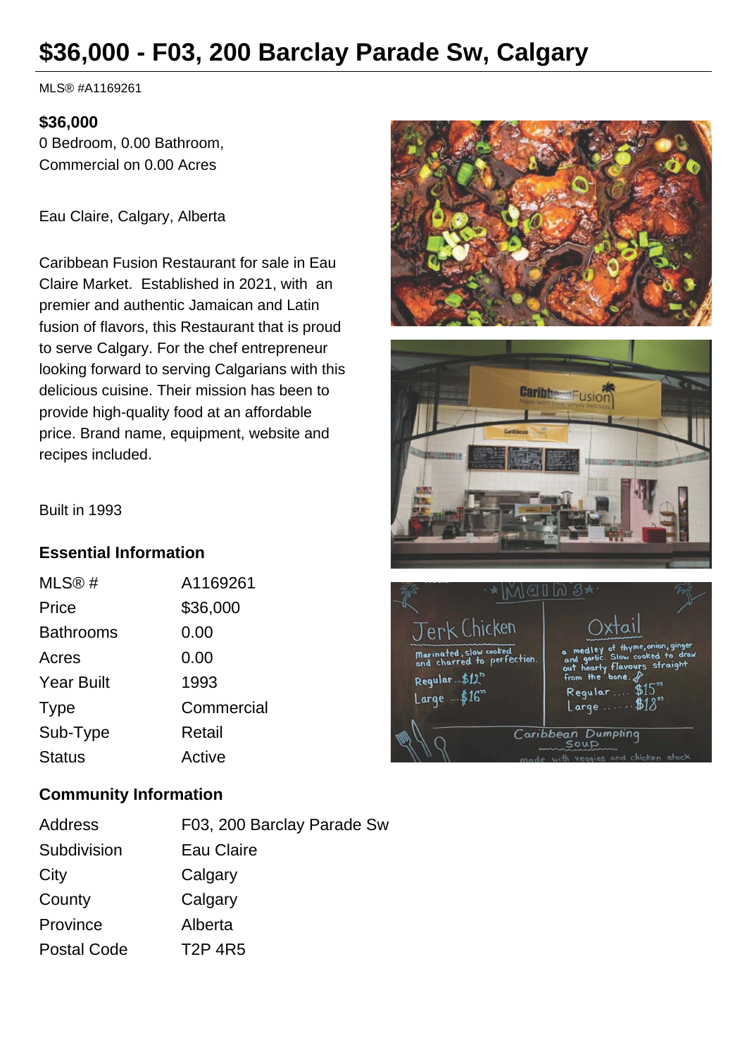# $36,000 - F03, 200 Barclay Parade Sw, Calgary

MLS® #A1169261

**$36,000**
0 Bedroom, 0.00 Bathroom,
Commercial on 0.00 Acres

Eau Claire, Calgary, Alberta

Caribbean Fusion Restaurant for sale in Eau Claire Market. Established in 2021, with an premier and authentic Jamaican and Latin fusion of flavors, this Restaurant that is proud to serve Calgary. For the chef entrepreneur looking forward to serving Calgarians with this delicious cuisine. Their mission has been to provide high-quality food at an affordable price. Brand name, equipment, website and recipes included.

Built in 1993

## Essential Information

| | |
|---|---|
| MLS® # | A1169261 |
| Price | $36,000 |
| Bathrooms | 0.00 |
| Acres | 0.00 |
| Year Built | 1993 |
| Type | Commercial |
| Sub-Type | Retail |
| Status | Active |

## Community Information

| | |
|---|---|
| Address | F03, 200 Barclay Parade Sw |
| Subdivision | Eau Claire |
| City | Calgary |
| County | Calgary |
| Province | Alberta |
| Postal Code | T2P 4R5 |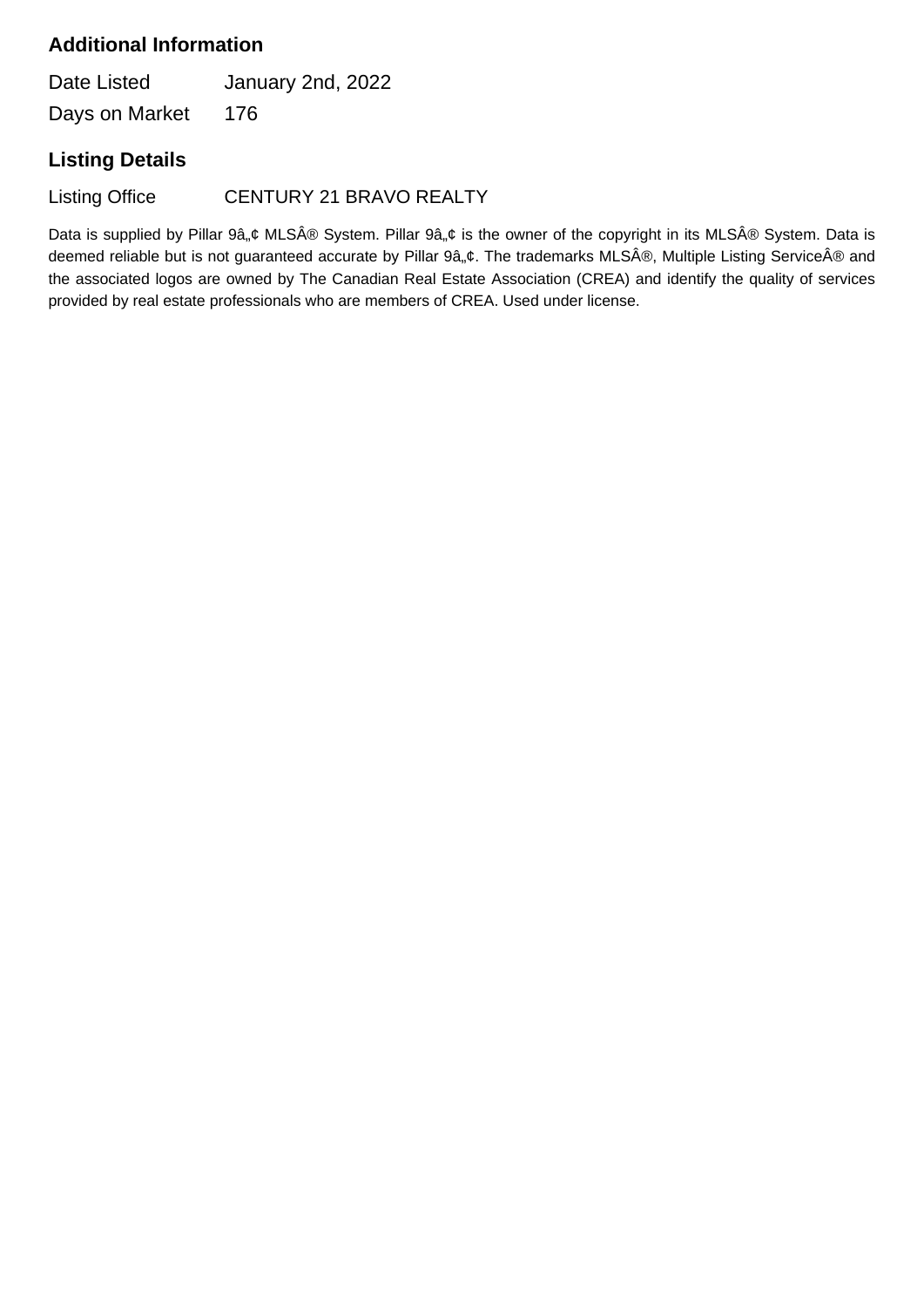## Additional Information

| | |
|---|---|
| Date Listed | January 2nd, 2022 |
| Days on Market | 176 |

## Listing Details

| | |
|---|---|
| Listing Office | CENTURY 21 BRAVO REALTY |

Data is supplied by Pillar 9â„¢ MLSÂ® System. Pillar 9â„¢ is the owner of the copyright in its MLSÂ® System. Data is deemed reliable but is not guaranteed accurate by Pillar 9â„¢. The trademarks MLSÂ®, Multiple Listing ServiceÂ® and the associated logos are owned by The Canadian Real Estate Association (CREA) and identify the quality of services provided by real estate professionals who are members of CREA. Used under license.